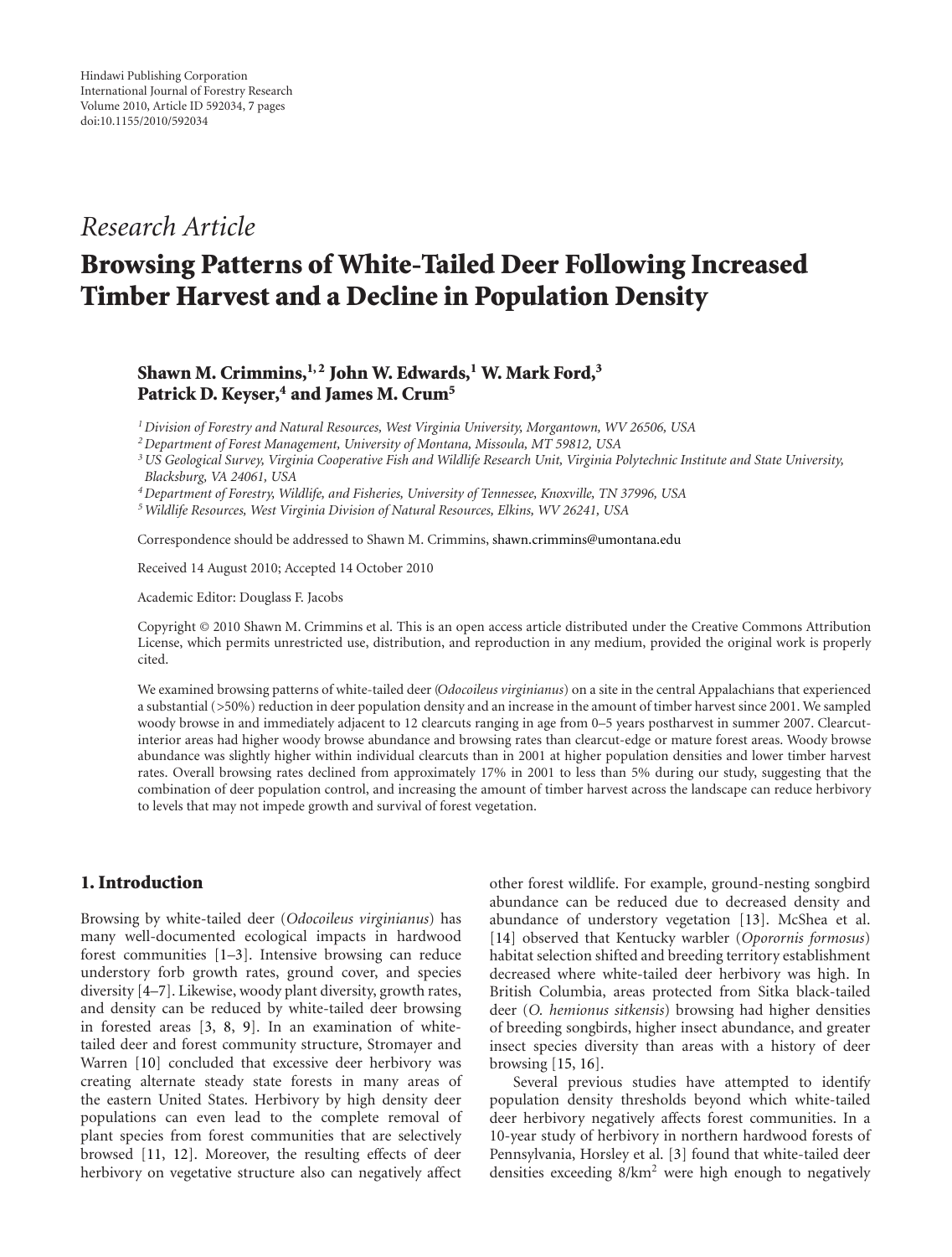Hindawi Publishing Corporation
International Journal of Forestry Research
Volume 2010, Article ID 592034, 7 pages
doi:10.1155/2010/592034

*Research Article*

# Browsing Patterns of White-Tailed Deer Following Increased Timber Harvest and a Decline in Population Density

**Shawn M. Crimmins,[1,2] John W. Edwards,[1] W. Mark Ford,[3] Patrick D. Keyser,[4] and James M. Crum[5]**

[1] *Division of Forestry and Natural Resources, West Virginia University, Morgantown, WV 26506, USA*
[2] *Department of Forest Management, University of Montana, Missoula, MT 59812, USA*
[3] *US Geological Survey, Virginia Cooperative Fish and Wildlife Research Unit, Virginia Polytechnic Institute and State University, Blacksburg, VA 24061, USA*
[4] *Department of Forestry, Wildlife, and Fisheries, University of Tennessee, Knoxville, TN 37996, USA*
[5] *Wildlife Resources, West Virginia Division of Natural Resources, Elkins, WV 26241, USA*

Correspondence should be addressed to Shawn M. Crimmins, shawn.crimmins@umontana.edu

Received 14 August 2010; Accepted 14 October 2010

Academic Editor: Douglass F. Jacobs

Copyright © 2010 Shawn M. Crimmins et al. This is an open access article distributed under the Creative Commons Attribution License, which permits unrestricted use, distribution, and reproduction in any medium, provided the original work is properly cited.

We examined browsing patterns of white-tailed deer (*Odocoileus virginianus*) on a site in the central Appalachians that experienced a substantial (>50%) reduction in deer population density and an increase in the amount of timber harvest since 2001. We sampled woody browse in and immediately adjacent to 12 clearcuts ranging in age from 0–5 years postharvest in summer 2007. Clearcut-interior areas had higher woody browse abundance and browsing rates than clearcut-edge or mature forest areas. Woody browse abundance was slightly higher within individual clearcuts than in 2001 at higher population densities and lower timber harvest rates. Overall browsing rates declined from approximately 17% in 2001 to less than 5% during our study, suggesting that the combination of deer population control, and increasing the amount of timber harvest across the landscape can reduce herbivory to levels that may not impede growth and survival of forest vegetation.

## 1. Introduction

Browsing by white-tailed deer (*Odocoileus virginianus*) has many well-documented ecological impacts in hardwood forest communities [1–3]. Intensive browsing can reduce understory forb growth rates, ground cover, and species diversity [4–7]. Likewise, woody plant diversity, growth rates, and density can be reduced by white-tailed deer browsing in forested areas [3, 8, 9]. In an examination of white-tailed deer and forest community structure, Stromayer and Warren [10] concluded that excessive deer herbivory was creating alternate steady state forests in many areas of the eastern United States. Herbivory by high density deer populations can even lead to the complete removal of plant species from forest communities that are selectively browsed [11, 12]. Moreover, the resulting effects of deer herbivory on vegetative structure also can negatively affect other forest wildlife. For example, ground-nesting songbird abundance can be reduced due to decreased density and abundance of understory vegetation [13]. McShea et al. [14] observed that Kentucky warbler (*Oporornis formosus*) habitat selection shifted and breeding territory establishment decreased where white-tailed deer herbivory was high. In British Columbia, areas protected from Sitka black-tailed deer (*O. hemionus sitkensis*) browsing had higher densities of breeding songbirds, higher insect abundance, and greater insect species diversity than areas with a history of deer browsing [15, 16].

Several previous studies have attempted to identify population density thresholds beyond which white-tailed deer herbivory negatively affects forest communities. In a 10-year study of herbivory in northern hardwood forests of Pennsylvania, Horsley et al. [3] found that white-tailed deer densities exceeding 8/km$^2$ were high enough to negatively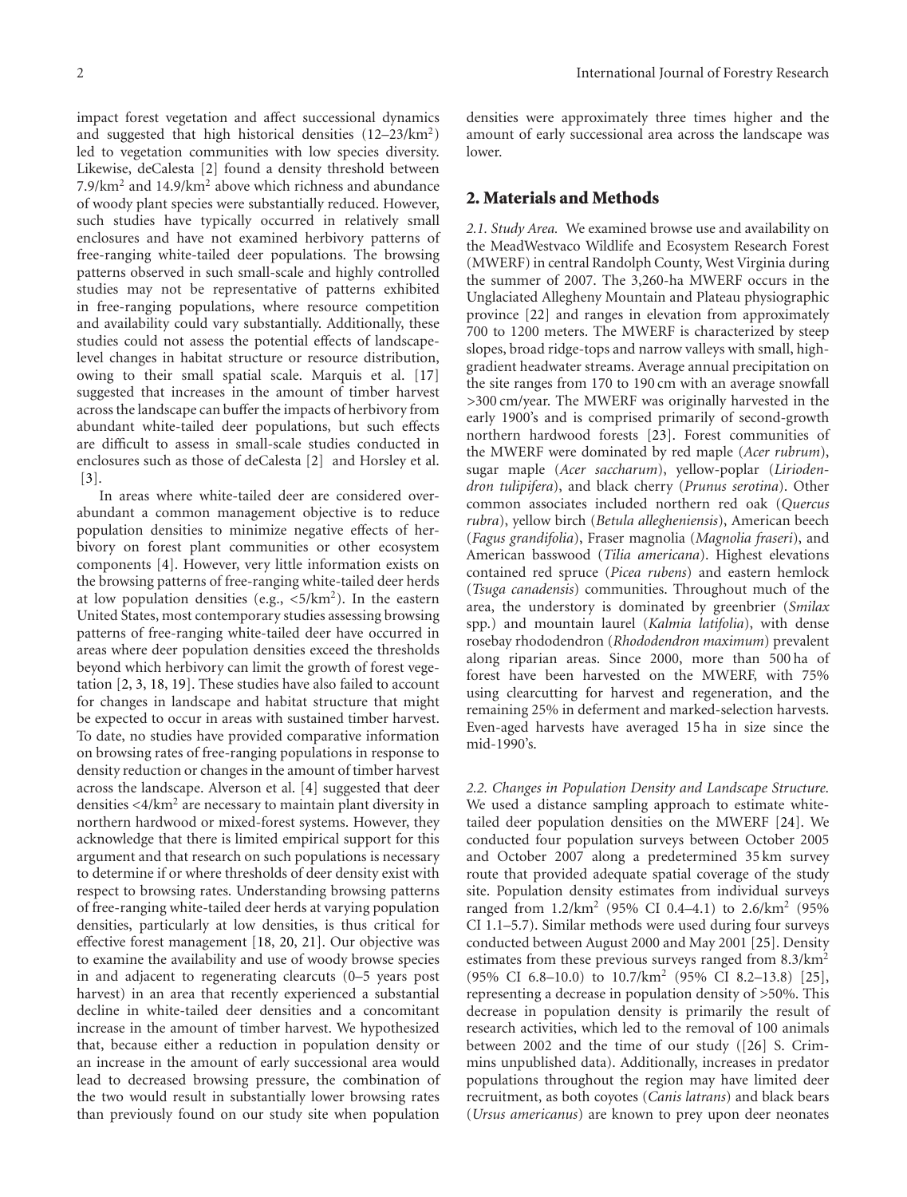impact forest vegetation and affect successional dynamics and suggested that high historical densities (12–23/km$^2$) led to vegetation communities with low species diversity. Likewise, deCalesta [2] found a density threshold between 7.9/km$^2$ and 14.9/km$^2$ above which richness and abundance of woody plant species were substantially reduced. However, such studies have typically occurred in relatively small enclosures and have not examined herbivory patterns of free-ranging white-tailed deer populations. The browsing patterns observed in such small-scale and highly controlled studies may not be representative of patterns exhibited in free-ranging populations, where resource competition and availability could vary substantially. Additionally, these studies could not assess the potential effects of landscape-level changes in habitat structure or resource distribution, owing to their small spatial scale. Marquis et al. [17] suggested that increases in the amount of timber harvest across the landscape can buffer the impacts of herbivory from abundant white-tailed deer populations, but such effects are difficult to assess in small-scale studies conducted in enclosures such as those of deCalesta [2] and Horsley et al. [3].

In areas where white-tailed deer are considered overabundant a common management objective is to reduce population densities to minimize negative effects of herbivory on forest plant communities or other ecosystem components [4]. However, very little information exists on the browsing patterns of free-ranging white-tailed deer herds at low population densities (e.g., <5/km$^2$). In the eastern United States, most contemporary studies assessing browsing patterns of free-ranging white-tailed deer have occurred in areas where deer population densities exceed the thresholds beyond which herbivory can limit the growth of forest vegetation [2, 3, 18, 19]. These studies have also failed to account for changes in landscape and habitat structure that might be expected to occur in areas with sustained timber harvest. To date, no studies have provided comparative information on browsing rates of free-ranging populations in response to density reduction or changes in the amount of timber harvest across the landscape. Alverson et al. [4] suggested that deer densities <4/km$^2$ are necessary to maintain plant diversity in northern hardwood or mixed-forest systems. However, they acknowledge that there is limited empirical support for this argument and that research on such populations is necessary to determine if or where thresholds of deer density exist with respect to browsing rates. Understanding browsing patterns of free-ranging white-tailed deer herds at varying population densities, particularly at low densities, is thus critical for effective forest management [18, 20, 21]. Our objective was to examine the availability and use of woody browse species in and adjacent to regenerating clearcuts (0–5 years post harvest) in an area that recently experienced a substantial decline in white-tailed deer densities and a concomitant increase in the amount of timber harvest. We hypothesized that, because either a reduction in population density or an increase in the amount of early successional area would lead to decreased browsing pressure, the combination of the two would result in substantially lower browsing rates than previously found on our study site when population densities were approximately three times higher and the amount of early successional area across the landscape was lower.

## 2. Materials and Methods

*2.1. Study Area.* We examined browse use and availability on the MeadWestvaco Wildlife and Ecosystem Research Forest (MWERF) in central Randolph County, West Virginia during the summer of 2007. The 3,260-ha MWERF occurs in the Unglaciated Allegheny Mountain and Plateau physiographic province [22] and ranges in elevation from approximately 700 to 1200 meters. The MWERF is characterized by steep slopes, broad ridge-tops and narrow valleys with small, high-gradient headwater streams. Average annual precipitation on the site ranges from 170 to 190 cm with an average snowfall >300 cm/year. The MWERF was originally harvested in the early 1900's and is comprised primarily of second-growth northern hardwood forests [23]. Forest communities of the MWERF were dominated by red maple (*Acer rubrum*), sugar maple (*Acer saccharum*), yellow-poplar (*Liriodendron tulipifera*), and black cherry (*Prunus serotina*). Other common associates included northern red oak (*Quercus rubra*), yellow birch (*Betula alleghenniensis*), American beech (*Fagus grandifolia*), Fraser magnolia (*Magnolia fraseri*), and American basswood (*Tilia americana*). Highest elevations contained red spruce (*Picea rubens*) and eastern hemlock (*Tsuga canadensis*) communities. Throughout much of the area, the understory is dominated by greenbrier (*Smilax* spp.) and mountain laurel (*Kalmia latifolia*), with dense rosebay rhododendron (*Rhododendron maximum*) prevalent along riparian areas. Since 2000, more than 500 ha of forest have been harvested on the MWERF, with 75% using clearcutting for harvest and regeneration, and the remaining 25% in deferment and marked-selection harvests. Even-aged harvests have averaged 15 ha in size since the mid-1990's.

*2.2. Changes in Population Density and Landscape Structure.* We used a distance sampling approach to estimate white-tailed deer population densities on the MWERF [24]. We conducted four population surveys between October 2005 and October 2007 along a predetermined 35 km survey route that provided adequate spatial coverage of the study site. Population density estimates from individual surveys ranged from 1.2/km$^2$ (95% CI 0.4–4.1) to 2.6/km$^2$ (95% CI 1.1–5.7). Similar methods were used during four surveys conducted between August 2000 and May 2001 [25]. Density estimates from these previous surveys ranged from 8.3/km$^2$ (95% CI 6.8–10.0) to 10.7/km$^2$ (95% CI 8.2–13.8) [25], representing a decrease in population density of >50%. This decrease in population density is primarily the result of research activities, which led to the removal of 100 animals between 2002 and the time of our study ([26] S. Crimmins unpublished data). Additionally, increases in predator populations throughout the region may have limited deer recruitment, as both coyotes (*Canis latrans*) and black bears (*Ursus americanus*) are known to prey upon deer neonates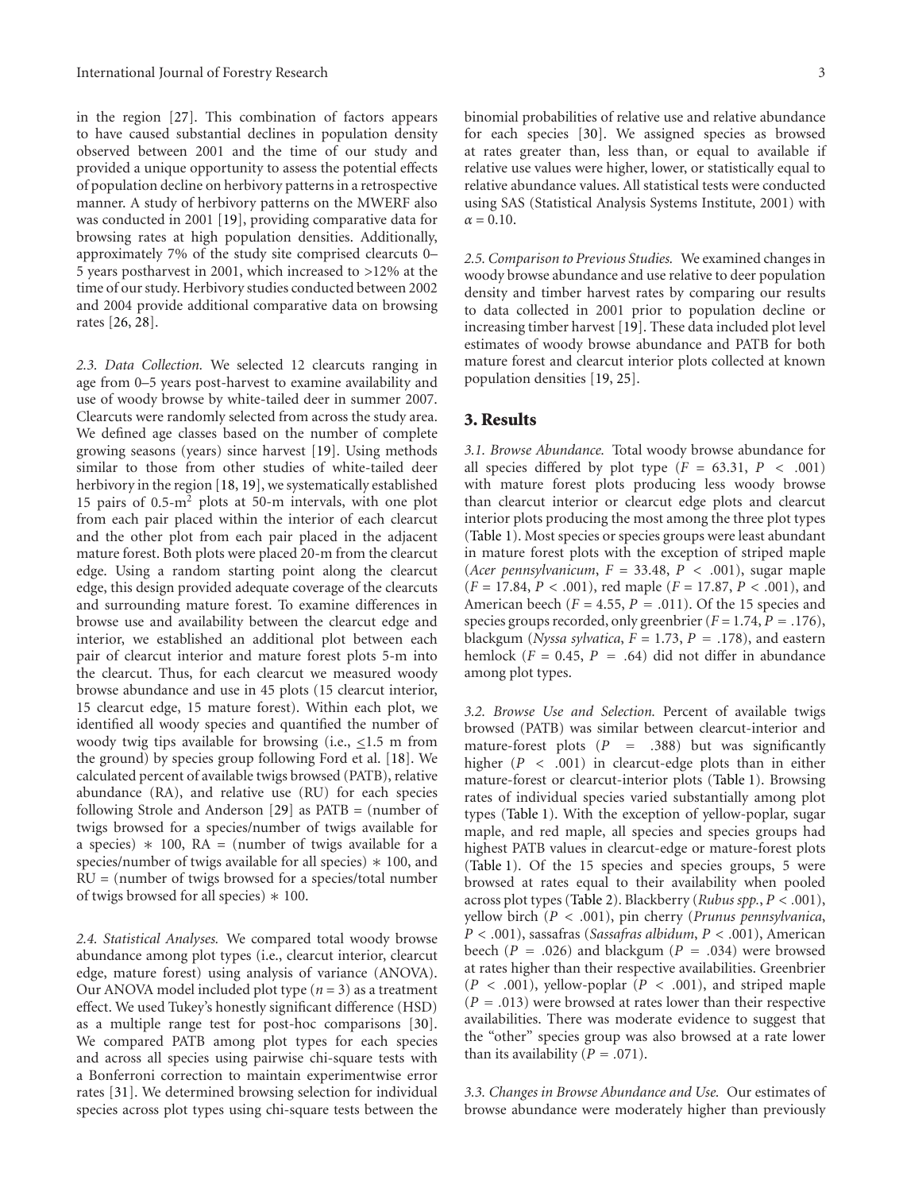in the region [27]. This combination of factors appears to have caused substantial declines in population density observed between 2001 and the time of our study and provided a unique opportunity to assess the potential effects of population decline on herbivory patterns in a retrospective manner. A study of herbivory patterns on the MWERF also was conducted in 2001 [19], providing comparative data for browsing rates at high population densities. Additionally, approximately 7% of the study site comprised clearcuts 0–5 years postharvest in 2001, which increased to >12% at the time of our study. Herbivory studies conducted between 2002 and 2004 provide additional comparative data on browsing rates [26, 28].

*2.3. Data Collection.* We selected 12 clearcuts ranging in age from 0–5 years post-harvest to examine availability and use of woody browse by white-tailed deer in summer 2007. Clearcuts were randomly selected from across the study area. We defined age classes based on the number of complete growing seasons (years) since harvest [19]. Using methods similar to those from other studies of white-tailed deer herbivory in the region [18, 19], we systematically established 15 pairs of 0.5-m$^2$ plots at 50-m intervals, with one plot from each pair placed within the interior of each clearcut and the other plot from each pair placed in the adjacent mature forest. Both plots were placed 20-m from the clearcut edge. Using a random starting point along the clearcut edge, this design provided adequate coverage of the clearcuts and surrounding mature forest. To examine differences in browse use and availability between the clearcut edge and interior, we established an additional plot between each pair of clearcut interior and mature forest plots 5-m into the clearcut. Thus, for each clearcut we measured woody browse abundance and use in 45 plots (15 clearcut interior, 15 clearcut edge, 15 mature forest). Within each plot, we identified all woody species and quantified the number of woody twig tips available for browsing (i.e., $\leq$1.5 m from the ground) by species group following Ford et al. [18]. We calculated percent of available twigs browsed (PATB), relative abundance (RA), and relative use (RU) for each species following Strole and Anderson [29] as PATB = (number of twigs browsed for a species/number of twigs available for a species) $*$ 100, RA = (number of twigs available for a species/number of twigs available for all species) $*$ 100, and RU = (number of twigs browsed for a species/total number of twigs browsed for all species) $*$ 100.

*2.4. Statistical Analyses.* We compared total woody browse abundance among plot types (i.e., clearcut interior, clearcut edge, mature forest) using analysis of variance (ANOVA). Our ANOVA model included plot type ($n = 3$) as a treatment effect. We used Tukey's honestly significant difference (HSD) as a multiple range test for post-hoc comparisons [30]. We compared PATB among plot types for each species and across all species using pairwise chi-square tests with a Bonferroni correction to maintain experimentwise error rates [31]. We determined browsing selection for individual species across plot types using chi-square tests between the binomial probabilities of relative use and relative abundance for each species [30]. We assigned species as browsed at rates greater than, less than, or equal to available if relative use values were higher, lower, or statistically equal to relative abundance values. All statistical tests were conducted using SAS (Statistical Analysis Systems Institute, 2001) with $\alpha = 0.10$.

*2.5. Comparison to Previous Studies.* We examined changes in woody browse abundance and use relative to deer population density and timber harvest rates by comparing our results to data collected in 2001 prior to population decline or increasing timber harvest [19]. These data included plot level estimates of woody browse abundance and PATB for both mature forest and clearcut interior plots collected at known population densities [19, 25].

## 3. Results

*3.1. Browse Abundance.* Total woody browse abundance for all species differed by plot type ($F = 63.31$, $P < .001$) with mature forest plots producing less woody browse than clearcut interior or clearcut edge plots and clearcut interior plots producing the most among the three plot types (Table 1). Most species or species groups were least abundant in mature forest plots with the exception of striped maple (*Acer pennsylvanicum*, $F = 33.48$, $P < .001$), sugar maple ($F = 17.84$, $P < .001$), red maple ($F = 17.87$, $P < .001$), and American beech ($F = 4.55$, $P = .011$). Of the 15 species and species groups recorded, only greenbrier ($F = 1.74$, $P = .176$), blackgum (*Nyssa sylvatica*, $F = 1.73$, $P = .178$), and eastern hemlock ($F = 0.45$, $P = .64$) did not differ in abundance among plot types.

*3.2. Browse Use and Selection.* Percent of available twigs browsed (PATB) was similar between clearcut-interior and mature-forest plots ($P = .388$) but was significantly higher ($P < .001$) in clearcut-edge plots than in either mature-forest or clearcut-interior plots (Table 1). Browsing rates of individual species varied substantially among plot types (Table 1). With the exception of yellow-poplar, sugar maple, and red maple, all species and species groups had highest PATB values in clearcut-edge or mature-forest plots (Table 1). Of the 15 species and species groups, 5 were browsed at rates equal to their availability when pooled across plot types (Table 2). Blackberry (*Rubus spp.*, $P < .001$), yellow birch ($P < .001$), pin cherry (*Prunus pennsylvanica*, $P < .001$), sassafras (*Sassafras albidum*, $P < .001$), American beech ($P = .026$) and blackgum ($P = .034$) were browsed at rates higher than their respective availabilities. Greenbrier ($P < .001$), yellow-poplar ($P < .001$), and striped maple ($P = .013$) were browsed at rates lower than their respective availabilities. There was moderate evidence to suggest that the "other" species group was also browsed at a rate lower than its availability ($P = .071$).

*3.3. Changes in Browse Abundance and Use.* Our estimates of browse abundance were moderately higher than previously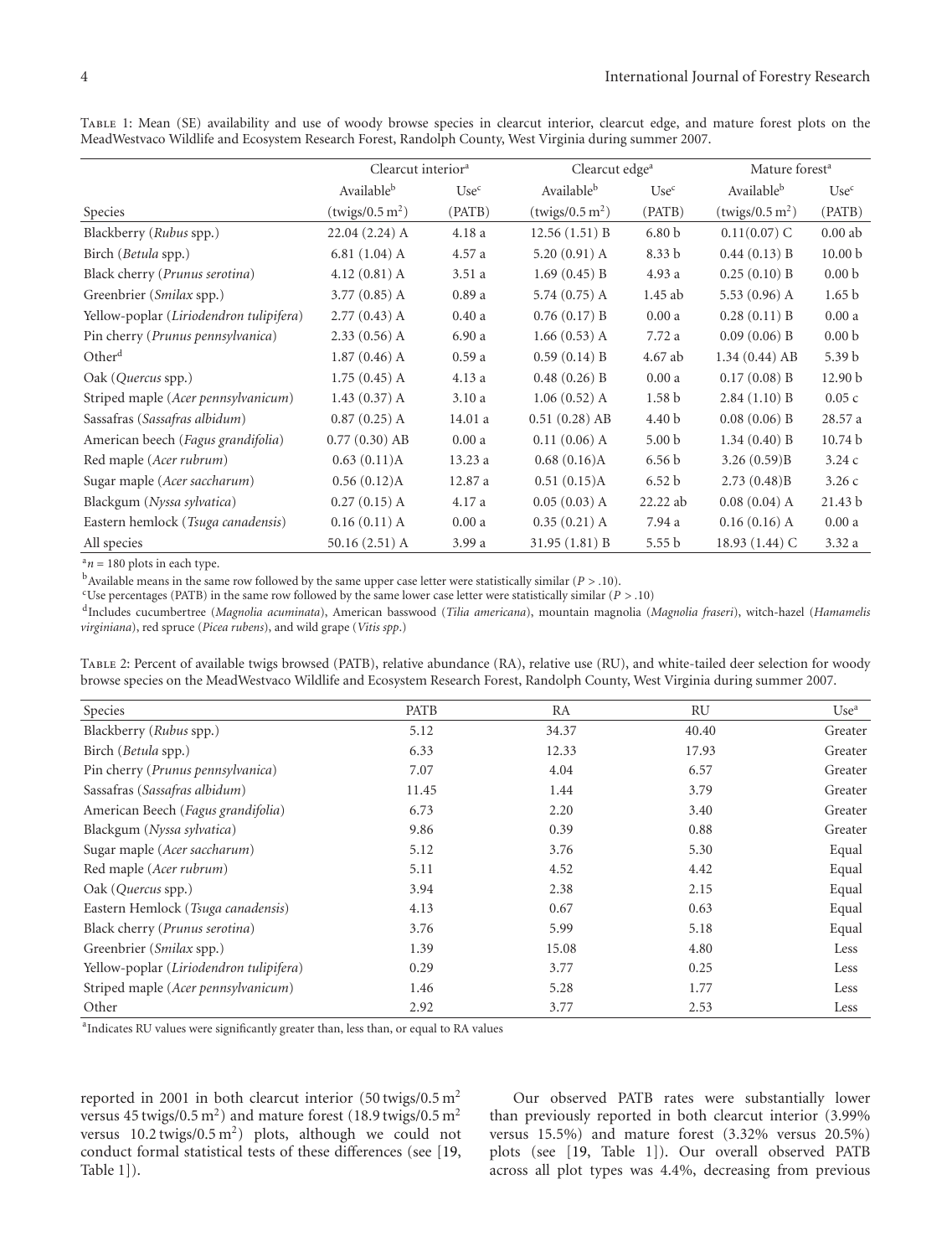Table 1: Mean (SE) availability and use of woody browse species in clearcut interior, clearcut edge, and mature forest plots on the MeadWestvaco Wildlife and Ecosystem Research Forest, Randolph County, West Virginia during summer 2007.

| | Clearcut interior[a] | | Clearcut edge[a] | | Mature forest[a] | |
|---|---|---|---|---|---|---|
| | Available[b] | Use[c] | Available[b] | Use[c] | Available[b] | Use[c] |
| Species | (twigs/0.5 $m^2$) | (PATB) | (twigs/0.5 $m^2$) | (PATB) | (twigs/0.5 $m^2$) | (PATB) |
| Blackberry (*Rubus* spp.) | 22.04 (2.24) A | 4.18 a | 12.56 (1.51) B | 6.80 b | 0.11(0.07) C | 0.00 ab |
| Birch (*Betula* spp.) | 6.81 (1.04) A | 4.57 a | 5.20 (0.91) A | 8.33 b | 0.44 (0.13) B | 10.00 b |
| Black cherry (*Prunus serotina*) | 4.12 (0.81) A | 3.51 a | 1.69 (0.45) B | 4.93 a | 0.25 (0.10) B | 0.00 b |
| Greenbrier (*Smilax* spp.) | 3.77 (0.85) A | 0.89 a | 5.74 (0.75) A | 1.45 ab | 5.53 (0.96) A | 1.65 b |
| Yellow-poplar (*Liriodendron tulipifera*) | 2.77 (0.43) A | 0.40 a | 0.76 (0.17) B | 0.00 a | 0.28 (0.11) B | 0.00 a |
| Pin cherry (*Prunus pennsylvanica*) | 2.33 (0.56) A | 6.90 a | 1.66 (0.53) A | 7.72 a | 0.09 (0.06) B | 0.00 b |
| Other[d] | 1.87 (0.46) A | 0.59 a | 0.59 (0.14) B | 4.67 ab | 1.34 (0.44) AB | 5.39 b |
| Oak (*Quercus* spp.) | 1.75 (0.45) A | 4.13 a | 0.48 (0.26) B | 0.00 a | 0.17 (0.08) B | 12.90 b |
| Striped maple (*Acer pennsylvanicum*) | 1.43 (0.37) A | 3.10 a | 1.06 (0.52) A | 1.58 b | 2.84 (1.10) B | 0.05 c |
| Sassafras (*Sassafras albidum*) | 0.87 (0.25) A | 14.01 a | 0.51 (0.28) AB | 4.40 b | 0.08 (0.06) B | 28.57 a |
| American beech (*Fagus grandifolia*) | 0.77 (0.30) AB | 0.00 a | 0.11 (0.06) A | 5.00 b | 1.34 (0.40) B | 10.74 b |
| Red maple (*Acer rubrum*) | 0.63 (0.11)A | 13.23 a | 0.68 (0.16)A | 6.56 b | 3.26 (0.59)B | 3.24 c |
| Sugar maple (*Acer saccharum*) | 0.56 (0.12)A | 12.87 a | 0.51 (0.15)A | 6.52 b | 2.73 (0.48)B | 3.26 c |
| Blackgum (*Nyssa sylvatica*) | 0.27 (0.15) A | 4.17 a | 0.05 (0.03) A | 22.22 ab | 0.08 (0.04) A | 21.43 b |
| Eastern hemlock (*Tsuga canadensis*) | 0.16 (0.11) A | 0.00 a | 0.35 (0.21) A | 7.94 a | 0.16 (0.16) A | 0.00 a |
| All species | 50.16 (2.51) A | 3.99 a | 31.95 (1.81) B | 5.55 b | 18.93 (1.44) C | 3.32 a |

[a] $n = 180$ plots in each type.
[b] Available means in the same row followed by the same upper case letter were statistically similar ($P > .10$).
[c] Use percentages (PATB) in the same row followed by the same lower case letter were statistically similar ($P > .10$)
[d] Includes cucumbertree (*Magnolia acuminata*), American basswood (*Tilia americana*), mountain magnolia (*Magnolia fraseri*), witch-hazel (*Hamamelis virginiana*), red spruce (*Picea rubens*), and wild grape (*Vitis spp*.)

Table 2: Percent of available twigs browsed (PATB), relative abundance (RA), relative use (RU), and white-tailed deer selection for woody browse species on the MeadWestvaco Wildlife and Ecosystem Research Forest, Randolph County, West Virginia during summer 2007.

| Species | PATB | RA | RU | Use[a] |
|---|---|---|---|---|
| Blackberry (*Rubus* spp.) | 5.12 | 34.37 | 40.40 | Greater |
| Birch (*Betula* spp.) | 6.33 | 12.33 | 17.93 | Greater |
| Pin cherry (*Prunus pennsylvanica*) | 7.07 | 4.04 | 6.57 | Greater |
| Sassafras (*Sassafras albidum*) | 11.45 | 1.44 | 3.79 | Greater |
| American Beech (*Fagus grandifolia*) | 6.73 | 2.20 | 3.40 | Greater |
| Blackgum (*Nyssa sylvatica*) | 9.86 | 0.39 | 0.88 | Greater |
| Sugar maple (*Acer saccharum*) | 5.12 | 3.76 | 5.30 | Equal |
| Red maple (*Acer rubrum*) | 5.11 | 4.52 | 4.42 | Equal |
| Oak (*Quercus* spp.) | 3.94 | 2.38 | 2.15 | Equal |
| Eastern Hemlock (*Tsuga canadensis*) | 4.13 | 0.67 | 0.63 | Equal |
| Black cherry (*Prunus serotina*) | 3.76 | 5.99 | 5.18 | Equal |
| Greenbrier (*Smilax* spp.) | 1.39 | 15.08 | 4.80 | Less |
| Yellow-poplar (*Liriodendron tulipifera*) | 0.29 | 3.77 | 0.25 | Less |
| Striped maple (*Acer pennsylvanicum*) | 1.46 | 5.28 | 1.77 | Less |
| Other | 2.92 | 3.77 | 2.53 | Less |

[a] Indicates RU values were significantly greater than, less than, or equal to RA values

reported in 2001 in both clearcut interior (50 twigs/0.5 $m^2$ versus 45 twigs/0.5 $m^2$) and mature forest (18.9 twigs/0.5 $m^2$ versus 10.2 twigs/0.5 $m^2$) plots, although we could not conduct formal statistical tests of these differences (see [19, Table 1]).

Our observed PATB rates were substantially lower than previously reported in both clearcut interior (3.99% versus 15.5%) and mature forest (3.32% versus 20.5%) plots (see [19, Table 1]). Our overall observed PATB across all plot types was 4.4%, decreasing from previous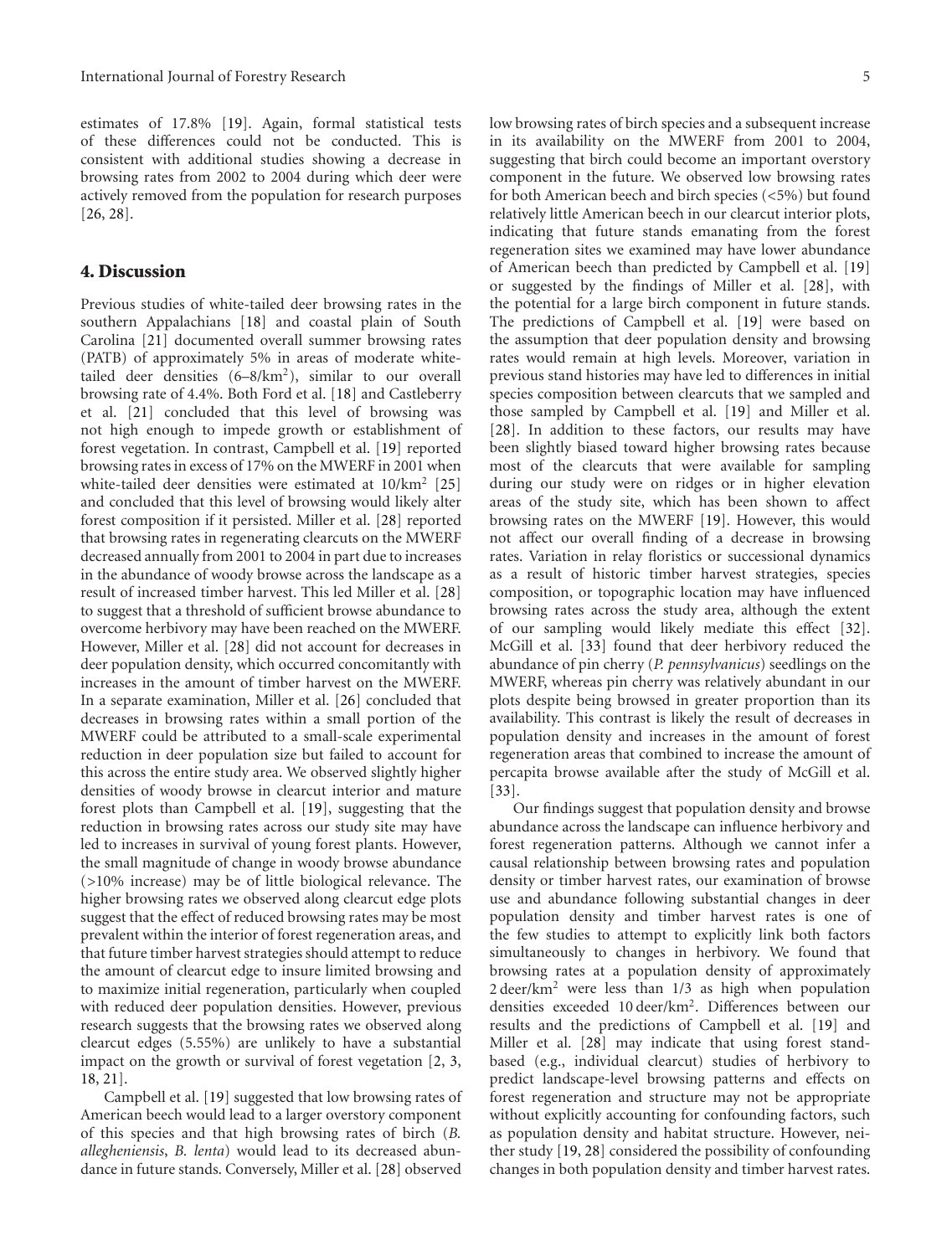estimates of 17.8% [19]. Again, formal statistical tests of these differences could not be conducted. This is consistent with additional studies showing a decrease in browsing rates from 2002 to 2004 during which deer were actively removed from the population for research purposes [26, 28].

## 4. Discussion

Previous studies of white-tailed deer browsing rates in the southern Appalachians [18] and coastal plain of South Carolina [21] documented overall summer browsing rates (PATB) of approximately 5% in areas of moderate white-tailed deer densities (6–8/km$^2$), similar to our overall browsing rate of 4.4%. Both Ford et al. [18] and Castleberry et al. [21] concluded that this level of browsing was not high enough to impede growth or establishment of forest vegetation. In contrast, Campbell et al. [19] reported browsing rates in excess of 17% on the MWERF in 2001 when white-tailed deer densities were estimated at 10/km$^2$ [25] and concluded that this level of browsing would likely alter forest composition if it persisted. Miller et al. [28] reported that browsing rates in regenerating clearcuts on the MWERF decreased annually from 2001 to 2004 in part due to increases in the abundance of woody browse across the landscape as a result of increased timber harvest. This led Miller et al. [28] to suggest that a threshold of sufficient browse abundance to overcome herbivory may have been reached on the MWERF. However, Miller et al. [28] did not account for decreases in deer population density, which occurred concomitantly with increases in the amount of timber harvest on the MWERF. In a separate examination, Miller et al. [26] concluded that decreases in browsing rates within a small portion of the MWERF could be attributed to a small-scale experimental reduction in deer population size but failed to account for this across the entire study area. We observed slightly higher densities of woody browse in clearcut interior and mature forest plots than Campbell et al. [19], suggesting that the reduction in browsing rates across our study site may have led to increases in survival of young forest plants. However, the small magnitude of change in woody browse abundance (>10% increase) may be of little biological relevance. The higher browsing rates we observed along clearcut edge plots suggest that the effect of reduced browsing rates may be most prevalent within the interior of forest regeneration areas, and that future timber harvest strategies should attempt to reduce the amount of clearcut edge to insure limited browsing and to maximize initial regeneration, particularly when coupled with reduced deer population densities. However, previous research suggests that the browsing rates we observed along clearcut edges (5.55%) are unlikely to have a substantial impact on the growth or survival of forest vegetation [2, 3, 18, 21].

Campbell et al. [19] suggested that low browsing rates of American beech would lead to a larger overstory component of this species and that high browsing rates of birch (*B. allegheniensis*, *B. lenta*) would lead to its decreased abundance in future stands. Conversely, Miller et al. [28] observed low browsing rates of birch species and a subsequent increase in its availability on the MWERF from 2001 to 2004, suggesting that birch could become an important overstory component in the future. We observed low browsing rates for both American beech and birch species (<5%) but found relatively little American beech in our clearcut interior plots, indicating that future stands emanating from the forest regeneration sites we examined may have lower abundance of American beech than predicted by Campbell et al. [19] or suggested by the findings of Miller et al. [28], with the potential for a large birch component in future stands. The predictions of Campbell et al. [19] were based on the assumption that deer population density and browsing rates would remain at high levels. Moreover, variation in previous stand histories may have led to differences in initial species composition between clearcuts that we sampled and those sampled by Campbell et al. [19] and Miller et al. [28]. In addition to these factors, our results may have been slightly biased toward higher browsing rates because most of the clearcuts that were available for sampling during our study were on ridges or in higher elevation areas of the study site, which has been shown to affect browsing rates on the MWERF [19]. However, this would not affect our overall finding of a decrease in browsing rates. Variation in relay floristics or successional dynamics as a result of historic timber harvest strategies, species composition, or topographic location may have influenced browsing rates across the study area, although the extent of our sampling would likely mediate this effect [32]. McGill et al. [33] found that deer herbivory reduced the abundance of pin cherry (*P. pennsylvanicus*) seedlings on the MWERF, whereas pin cherry was relatively abundant in our plots despite being browsed in greater proportion than its availability. This contrast is likely the result of decreases in population density and increases in the amount of forest regeneration areas that combined to increase the amount of percapita browse available after the study of McGill et al. [33].

Our findings suggest that population density and browse abundance across the landscape can influence herbivory and forest regeneration patterns. Although we cannot infer a causal relationship between browsing rates and population density or timber harvest rates, our examination of browse use and abundance following substantial changes in deer population density and timber harvest rates is one of the few studies to attempt to explicitly link both factors simultaneously to changes in herbivory. We found that browsing rates at a population density of approximately 2 deer/km$^2$ were less than 1/3 as high when population densities exceeded 10 deer/km$^2$. Differences between our results and the predictions of Campbell et al. [19] and Miller et al. [28] may indicate that using forest stand-based (e.g., individual clearcut) studies of herbivory to predict landscape-level browsing patterns and effects on forest regeneration and structure may not be appropriate without explicitly accounting for confounding factors, such as population density and habitat structure. However, neither study [19, 28] considered the possibility of confounding changes in both population density and timber harvest rates.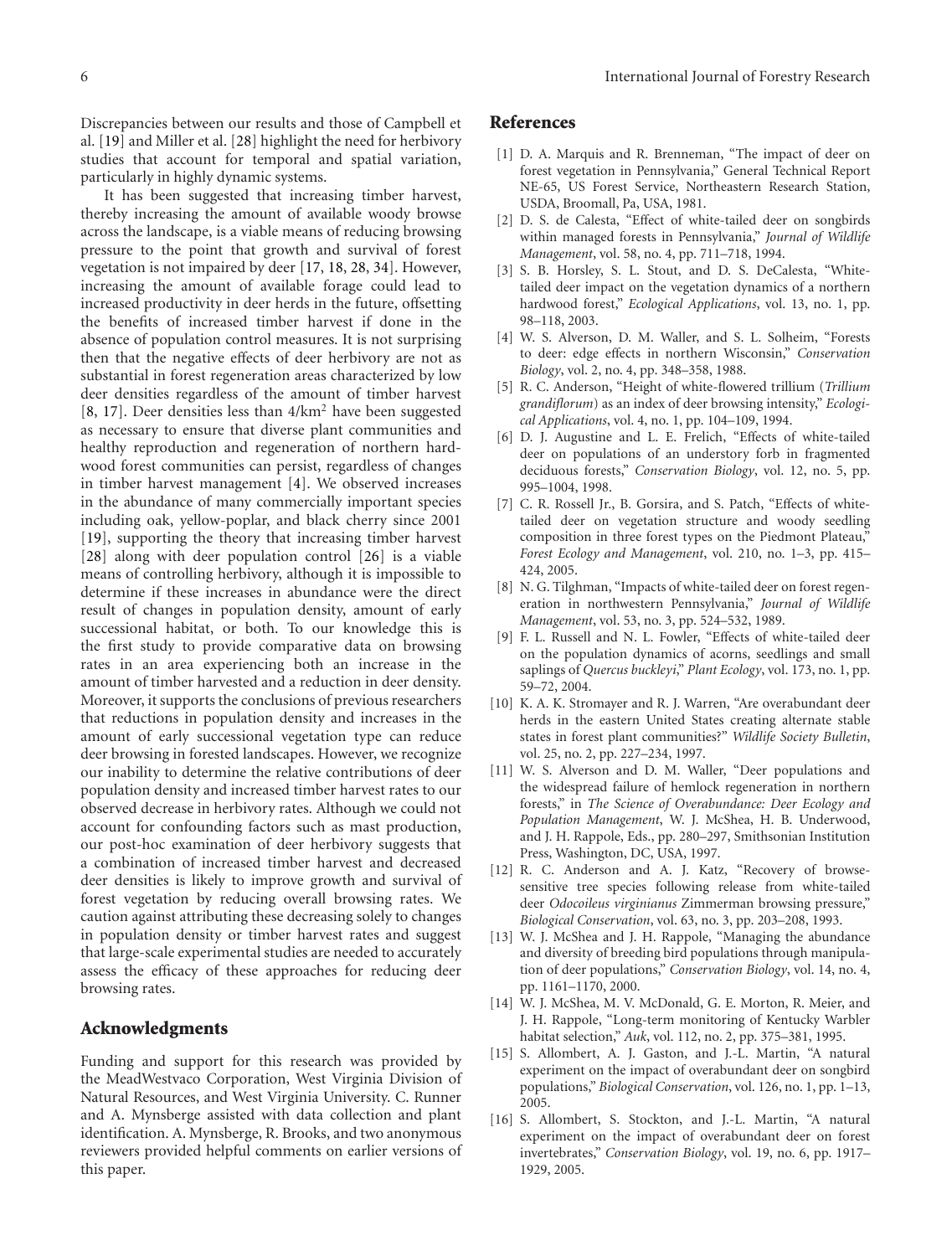Discrepancies between our results and those of Campbell et al. [19] and Miller et al. [28] highlight the need for herbivory studies that account for temporal and spatial variation, particularly in highly dynamic systems.

It has been suggested that increasing timber harvest, thereby increasing the amount of available woody browse across the landscape, is a viable means of reducing browsing pressure to the point that growth and survival of forest vegetation is not impaired by deer [17, 18, 28, 34]. However, increasing the amount of available forage could lead to increased productivity in deer herds in the future, offsetting the benefits of increased timber harvest if done in the absence of population control measures. It is not surprising then that the negative effects of deer herbivory are not as substantial in forest regeneration areas characterized by low deer densities regardless of the amount of timber harvest [8, 17]. Deer densities less than 4/km$^2$ have been suggested as necessary to ensure that diverse plant communities and healthy reproduction and regeneration of northern hardwood forest communities can persist, regardless of changes in timber harvest management [4]. We observed increases in the abundance of many commercially important species including oak, yellow-poplar, and black cherry since 2001 [19], supporting the theory that increasing timber harvest [28] along with deer population control [26] is a viable means of controlling herbivory, although it is impossible to determine if these increases in abundance were the direct result of changes in population density, amount of early successional habitat, or both. To our knowledge this is the first study to provide comparative data on browsing rates in an area experiencing both an increase in the amount of timber harvested and a reduction in deer density. Moreover, it supports the conclusions of previous researchers that reductions in population density and increases in the amount of early successional vegetation type can reduce deer browsing in forested landscapes. However, we recognize our inability to determine the relative contributions of deer population density and increased timber harvest rates to our observed decrease in herbivory rates. Although we could not account for confounding factors such as mast production, our post-hoc examination of deer herbivory suggests that a combination of increased timber harvest and decreased deer densities is likely to improve growth and survival of forest vegetation by reducing overall browsing rates. We caution against attributing these decreasing solely to changes in population density or timber harvest rates and suggest that large-scale experimental studies are needed to accurately assess the efficacy of these approaches for reducing deer browsing rates.

## Acknowledgments

Funding and support for this research was provided by the MeadWestvaco Corporation, West Virginia Division of Natural Resources, and West Virginia University. C. Runner and A. Mynsberge assisted with data collection and plant identification. A. Mynsberge, R. Brooks, and two anonymous reviewers provided helpful comments on earlier versions of this paper.

## References

[1] D. A. Marquis and R. Brenneman, "The impact of deer on forest vegetation in Pennsylvania," General Technical Report NE-65, US Forest Service, Northeastern Research Station, USDA, Broomall, Pa, USA, 1981.

[2] D. S. de Calesta, "Effect of white-tailed deer on songbirds within managed forests in Pennsylvania," *Journal of Wildlife Management*, vol. 58, no. 4, pp. 711–718, 1994.

[3] S. B. Horsley, S. L. Stout, and D. S. DeCalesta, "White-tailed deer impact on the vegetation dynamics of a northern hardwood forest," *Ecological Applications*, vol. 13, no. 1, pp. 98–118, 2003.

[4] W. S. Alverson, D. M. Waller, and S. L. Solheim, "Forests to deer: edge effects in northern Wisconsin," *Conservation Biology*, vol. 2, no. 4, pp. 348–358, 1988.

[5] R. C. Anderson, "Height of white-flowered trillium (*Trillium grandiflorum*) as an index of deer browsing intensity," *Ecological Applications*, vol. 4, no. 1, pp. 104–109, 1994.

[6] D. J. Augustine and L. E. Frelich, "Effects of white-tailed deer on populations of an understory forb in fragmented deciduous forests," *Conservation Biology*, vol. 12, no. 5, pp. 995–1004, 1998.

[7] C. R. Rossell Jr., B. Gorsira, and S. Patch, "Effects of white-tailed deer on vegetation structure and woody seedling composition in three forest types on the Piedmont Plateau," *Forest Ecology and Management*, vol. 210, no. 1–3, pp. 415–424, 2005.

[8] N. G. Tilghman, "Impacts of white-tailed deer on forest regeneration in northwestern Pennsylvania," *Journal of Wildlife Management*, vol. 53, no. 3, pp. 524–532, 1989.

[9] F. L. Russell and N. L. Fowler, "Effects of white-tailed deer on the population dynamics of acorns, seedlings and small saplings of *Quercus buckleyi*," *Plant Ecology*, vol. 173, no. 1, pp. 59–72, 2004.

[10] K. A. K. Stromayer and R. J. Warren, "Are overabundant deer herds in the eastern United States creating alternate stable states in forest plant communities?" *Wildlife Society Bulletin*, vol. 25, no. 2, pp. 227–234, 1997.

[11] W. S. Alverson and D. M. Waller, "Deer populations and the widespread failure of hemlock regeneration in northern forests," in *The Science of Overabundance: Deer Ecology and Population Management*, W. J. McShea, H. B. Underwood, and J. H. Rappole, Eds., pp. 280–297, Smithsonian Institution Press, Washington, DC, USA, 1997.

[12] R. C. Anderson and A. J. Katz, "Recovery of browse-sensitive tree species following release from white-tailed deer *Odocoileus virginianus* Zimmerman browsing pressure," *Biological Conservation*, vol. 63, no. 3, pp. 203–208, 1993.

[13] W. J. McShea and J. H. Rappole, "Managing the abundance and diversity of breeding bird populations through manipulation of deer populations," *Conservation Biology*, vol. 14, no. 4, pp. 1161–1170, 2000.

[14] W. J. McShea, M. V. McDonald, G. E. Morton, R. Meier, and J. H. Rappole, "Long-term monitoring of Kentucky Warbler habitat selection," *Auk*, vol. 112, no. 2, pp. 375–381, 1995.

[15] S. Allombert, A. J. Gaston, and J.-L. Martin, "A natural experiment on the impact of overabundant deer on songbird populations," *Biological Conservation*, vol. 126, no. 1, pp. 1–13, 2005.

[16] S. Allombert, S. Stockton, and J.-L. Martin, "A natural experiment on the impact of overabundant deer on forest invertebrates," *Conservation Biology*, vol. 19, no. 6, pp. 1917–1929, 2005.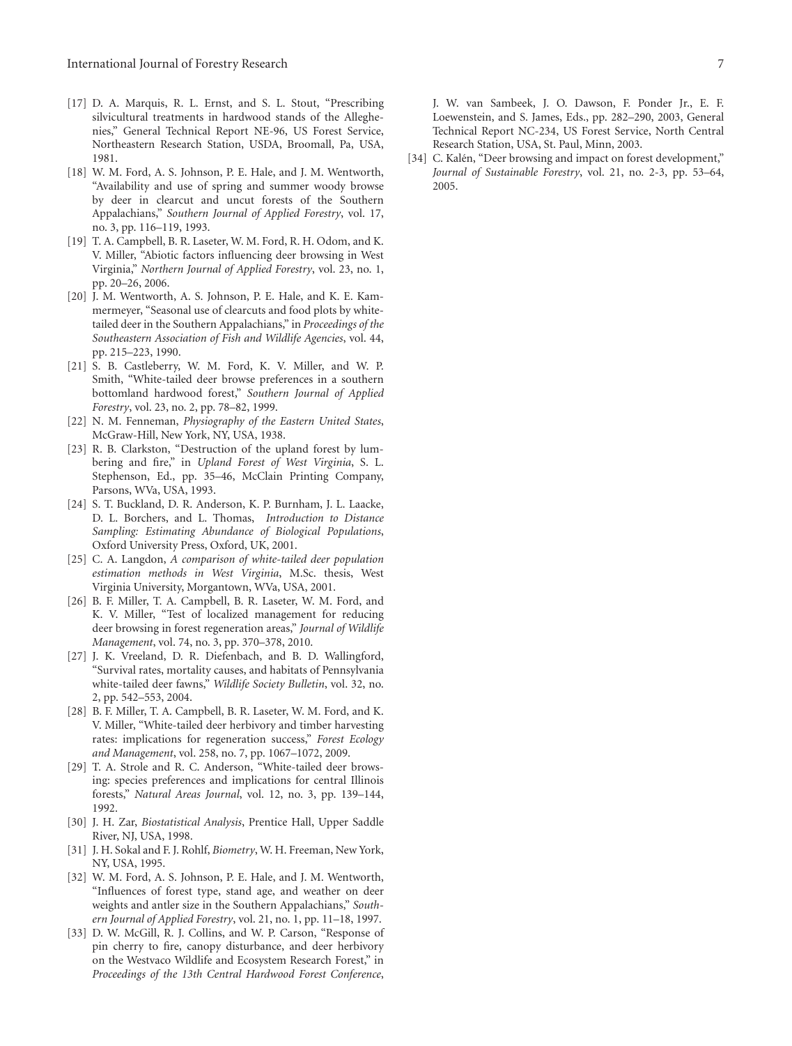[17] D. A. Marquis, R. L. Ernst, and S. L. Stout, "Prescribing silvicultural treatments in hardwood stands of the Alleghenies," General Technical Report NE-96, US Forest Service, Northeastern Research Station, USDA, Broomall, Pa, USA, 1981.

[18] W. M. Ford, A. S. Johnson, P. E. Hale, and J. M. Wentworth, "Availability and use of spring and summer woody browse by deer in clearcut and uncut forests of the Southern Appalachians," *Southern Journal of Applied Forestry*, vol. 17, no. 3, pp. 116–119, 1993.

[19] T. A. Campbell, B. R. Laseter, W. M. Ford, R. H. Odom, and K. V. Miller, "Abiotic factors influencing deer browsing in West Virginia," *Northern Journal of Applied Forestry*, vol. 23, no. 1, pp. 20–26, 2006.

[20] J. M. Wentworth, A. S. Johnson, P. E. Hale, and K. E. Kammermeyer, "Seasonal use of clearcuts and food plots by white-tailed deer in the Southern Appalachians," in *Proceedings of the Southeastern Association of Fish and Wildlife Agencies*, vol. 44, pp. 215–223, 1990.

[21] S. B. Castleberry, W. M. Ford, K. V. Miller, and W. P. Smith, "White-tailed deer browse preferences in a southern bottomland hardwood forest," *Southern Journal of Applied Forestry*, vol. 23, no. 2, pp. 78–82, 1999.

[22] N. M. Fenneman, *Physiography of the Eastern United States*, McGraw-Hill, New York, NY, USA, 1938.

[23] R. B. Clarkston, "Destruction of the upland forest by lumbering and fire," in *Upland Forest of West Virginia*, S. L. Stephenson, Ed., pp. 35–46, McClain Printing Company, Parsons, WVa, USA, 1993.

[24] S. T. Buckland, D. R. Anderson, K. P. Burnham, J. L. Laacke, D. L. Borchers, and L. Thomas, *Introduction to Distance Sampling: Estimating Abundance of Biological Populations*, Oxford University Press, Oxford, UK, 2001.

[25] C. A. Langdon, *A comparison of white-tailed deer population estimation methods in West Virginia*, M.Sc. thesis, West Virginia University, Morgantown, WVa, USA, 2001.

[26] B. F. Miller, T. A. Campbell, B. R. Laseter, W. M. Ford, and K. V. Miller, "Test of localized management for reducing deer browsing in forest regeneration areas," *Journal of Wildlife Management*, vol. 74, no. 3, pp. 370–378, 2010.

[27] J. K. Vreeland, D. R. Diefenbach, and B. D. Wallingford, "Survival rates, mortality causes, and habitats of Pennsylvania white-tailed deer fawns," *Wildlife Society Bulletin*, vol. 32, no. 2, pp. 542–553, 2004.

[28] B. F. Miller, T. A. Campbell, B. R. Laseter, W. M. Ford, and K. V. Miller, "White-tailed deer herbivory and timber harvesting rates: implications for regeneration success," *Forest Ecology and Management*, vol. 258, no. 7, pp. 1067–1072, 2009.

[29] T. A. Strole and R. C. Anderson, "White-tailed deer browsing: species preferences and implications for central Illinois forests," *Natural Areas Journal*, vol. 12, no. 3, pp. 139–144, 1992.

[30] J. H. Zar, *Biostatistical Analysis*, Prentice Hall, Upper Saddle River, NJ, USA, 1998.

[31] J. H. Sokal and F. J. Rohlf, *Biometry*, W. H. Freeman, New York, NY, USA, 1995.

[32] W. M. Ford, A. S. Johnson, P. E. Hale, and J. M. Wentworth, "Influences of forest type, stand age, and weather on deer weights and antler size in the Southern Appalachians," *Southern Journal of Applied Forestry*, vol. 21, no. 1, pp. 11–18, 1997.

[33] D. W. McGill, R. J. Collins, and W. P. Carson, "Response of pin cherry to fire, canopy disturbance, and deer herbivory on the Westvaco Wildlife and Ecosystem Research Forest," in *Proceedings of the 13th Central Hardwood Forest Conference*, J. W. van Sambeek, J. O. Dawson, F. Ponder Jr., E. F. Loewenstein, and S. James, Eds., pp. 282–290, 2003, General Technical Report NC-234, US Forest Service, North Central Research Station, USA, St. Paul, Minn, 2003.

[34] C. Kalén, "Deer browsing and impact on forest development," *Journal of Sustainable Forestry*, vol. 21, no. 2-3, pp. 53–64, 2005.